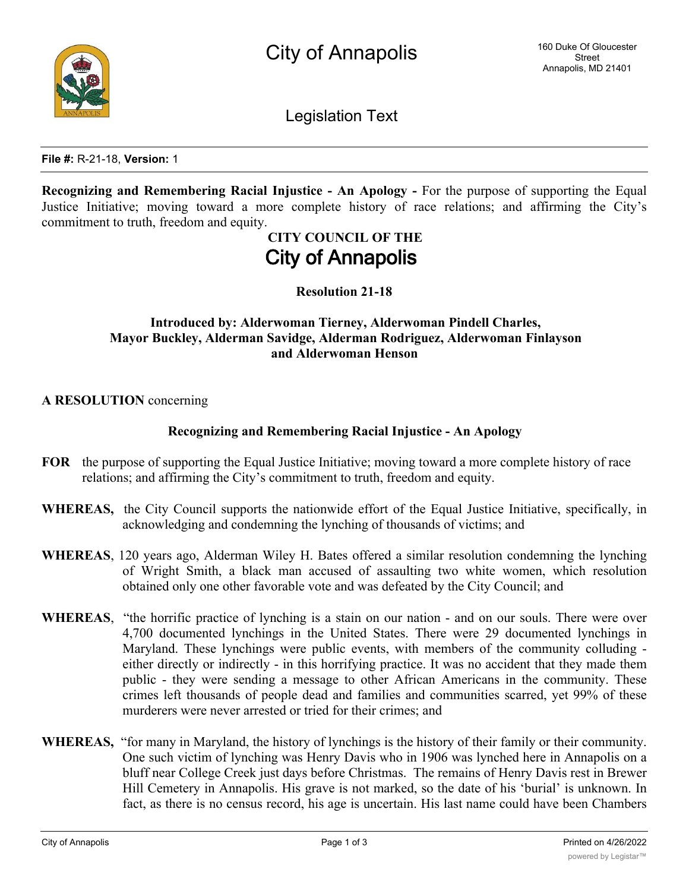City of Annapolis

160 Duke Of Gloucester Street
Annapolis, MD 21401

Legislation Text

**File #:** R-21-18, **Version:** 1

**Recognizing and Remembering Racial Injustice - An Apology -** For the purpose of supporting the Equal Justice Initiative; moving toward a more complete history of race relations; and affirming the City's commitment to truth, freedom and equity.

**CITY COUNCIL OF THE**

# City of Annapolis

**Resolution 21-18**

**Introduced by: Alderwoman Tierney, Alderwoman Pindell Charles, Mayor Buckley, Alderman Savidge, Alderman Rodriguez, Alderwoman Finlayson and Alderwoman Henson**

**A RESOLUTION** concerning

**Recognizing and Remembering Racial Injustice - An Apology**

**FOR** the purpose of supporting the Equal Justice Initiative; moving toward a more complete history of race relations; and affirming the City's commitment to truth, freedom and equity.

**WHEREAS,** the City Council supports the nationwide effort of the Equal Justice Initiative, specifically, in acknowledging and condemning the lynching of thousands of victims; and

**WHEREAS**, 120 years ago, Alderman Wiley H. Bates offered a similar resolution condemning the lynching of Wright Smith, a black man accused of assaulting two white women, which resolution obtained only one other favorable vote and was defeated by the City Council; and

**WHEREAS**, "the horrific practice of lynching is a stain on our nation - and on our souls. There were over 4,700 documented lynchings in the United States. There were 29 documented lynchings in Maryland. These lynchings were public events, with members of the community colluding - either directly or indirectly - in this horrifying practice. It was no accident that they made them public - they were sending a message to other African Americans in the community. These crimes left thousands of people dead and families and communities scarred, yet 99% of these murderers were never arrested or tried for their crimes; and

**WHEREAS,** "for many in Maryland, the history of lynchings is the history of their family or their community. One such victim of lynching was Henry Davis who in 1906 was lynched here in Annapolis on a bluff near College Creek just days before Christmas. The remains of Henry Davis rest in Brewer Hill Cemetery in Annapolis. His grave is not marked, so the date of his 'burial' is unknown. In fact, as there is no census record, his age is uncertain. His last name could have been Chambers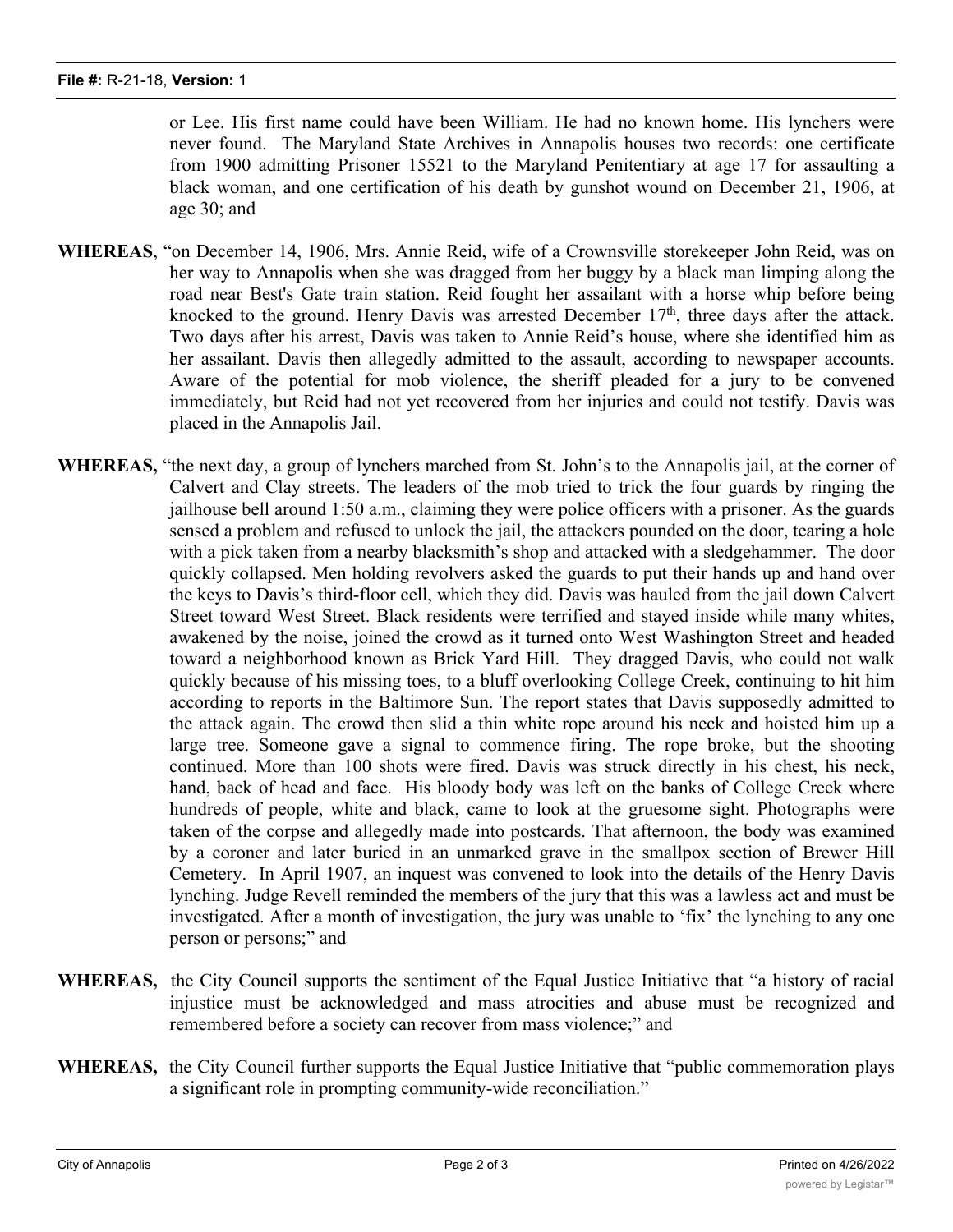or Lee. His first name could have been William. He had no known home. His lynchers were never found. The Maryland State Archives in Annapolis houses two records: one certificate from 1900 admitting Prisoner 15521 to the Maryland Penitentiary at age 17 for assaulting a black woman, and one certification of his death by gunshot wound on December 21, 1906, at age 30; and

**WHEREAS**, "on December 14, 1906, Mrs. Annie Reid, wife of a Crownsville storekeeper John Reid, was on her way to Annapolis when she was dragged from her buggy by a black man limping along the road near Best's Gate train station. Reid fought her assailant with a horse whip before being knocked to the ground. Henry Davis was arrested December 17th, three days after the attack. Two days after his arrest, Davis was taken to Annie Reid's house, where she identified him as her assailant. Davis then allegedly admitted to the assault, according to newspaper accounts. Aware of the potential for mob violence, the sheriff pleaded for a jury to be convened immediately, but Reid had not yet recovered from her injuries and could not testify. Davis was placed in the Annapolis Jail.

**WHEREAS,** "the next day, a group of lynchers marched from St. John's to the Annapolis jail, at the corner of Calvert and Clay streets. The leaders of the mob tried to trick the four guards by ringing the jailhouse bell around 1:50 a.m., claiming they were police officers with a prisoner. As the guards sensed a problem and refused to unlock the jail, the attackers pounded on the door, tearing a hole with a pick taken from a nearby blacksmith's shop and attacked with a sledgehammer. The door quickly collapsed. Men holding revolvers asked the guards to put their hands up and hand over the keys to Davis's third-floor cell, which they did. Davis was hauled from the jail down Calvert Street toward West Street. Black residents were terrified and stayed inside while many whites, awakened by the noise, joined the crowd as it turned onto West Washington Street and headed toward a neighborhood known as Brick Yard Hill. They dragged Davis, who could not walk quickly because of his missing toes, to a bluff overlooking College Creek, continuing to hit him according to reports in the Baltimore Sun. The report states that Davis supposedly admitted to the attack again. The crowd then slid a thin white rope around his neck and hoisted him up a large tree. Someone gave a signal to commence firing. The rope broke, but the shooting continued. More than 100 shots were fired. Davis was struck directly in his chest, his neck, hand, back of head and face. His bloody body was left on the banks of College Creek where hundreds of people, white and black, came to look at the gruesome sight. Photographs were taken of the corpse and allegedly made into postcards. That afternoon, the body was examined by a coroner and later buried in an unmarked grave in the smallpox section of Brewer Hill Cemetery. In April 1907, an inquest was convened to look into the details of the Henry Davis lynching. Judge Revell reminded the members of the jury that this was a lawless act and must be investigated. After a month of investigation, the jury was unable to 'fix' the lynching to any one person or persons;" and

**WHEREAS,** the City Council supports the sentiment of the Equal Justice Initiative that "a history of racial injustice must be acknowledged and mass atrocities and abuse must be recognized and remembered before a society can recover from mass violence;" and

**WHEREAS,** the City Council further supports the Equal Justice Initiative that "public commemoration plays a significant role in prompting community-wide reconciliation."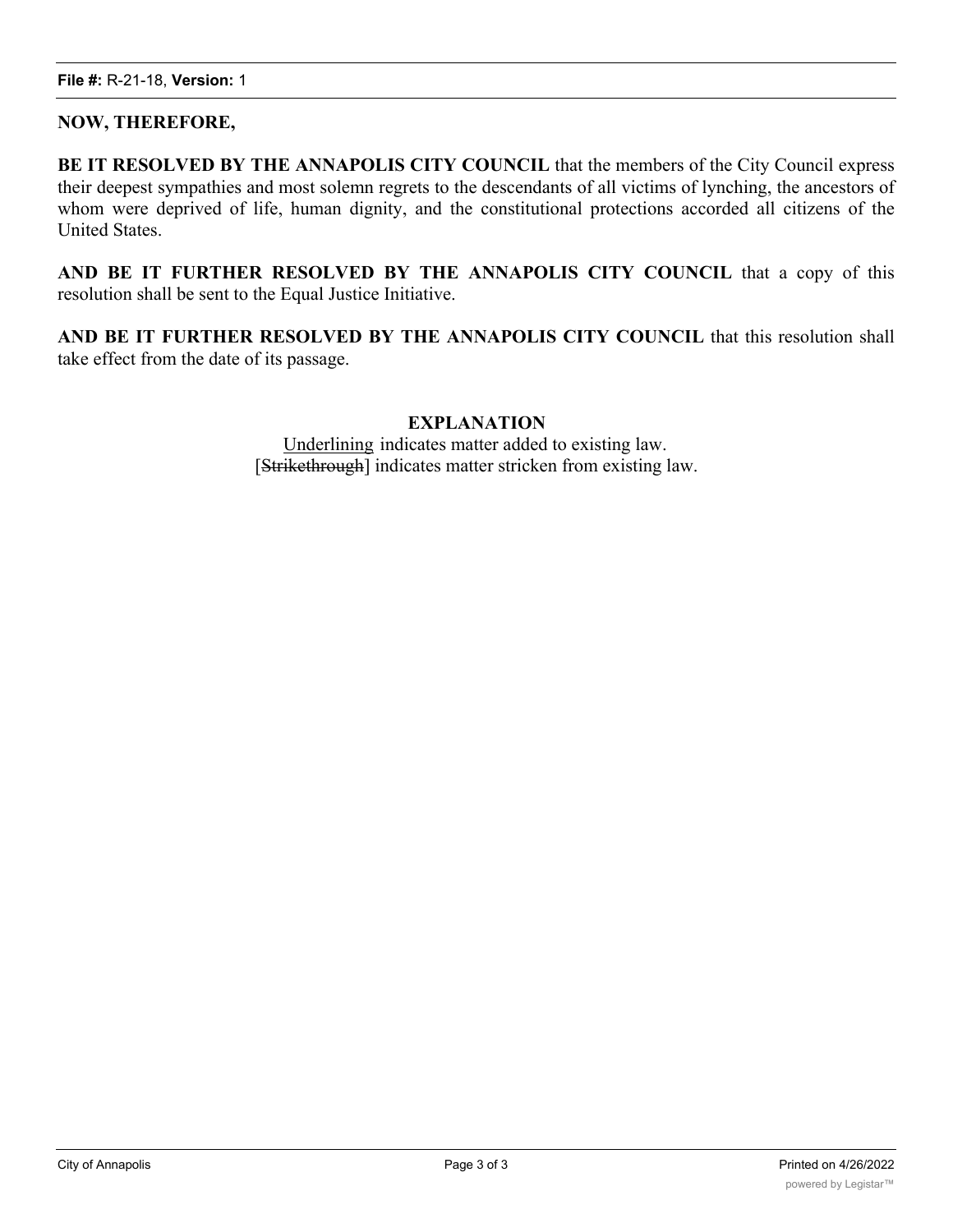**NOW, THEREFORE,**

**BE IT RESOLVED BY THE ANNAPOLIS CITY COUNCIL** that the members of the City Council express their deepest sympathies and most solemn regrets to the descendants of all victims of lynching, the ancestors of whom were deprived of life, human dignity, and the constitutional protections accorded all citizens of the United States.

**AND BE IT FURTHER RESOLVED BY THE ANNAPOLIS CITY COUNCIL** that a copy of this resolution shall be sent to the Equal Justice Initiative.

**AND BE IT FURTHER RESOLVED BY THE ANNAPOLIS CITY COUNCIL** that this resolution shall take effect from the date of its passage.

**EXPLANATION**

<u>Underlining</u> indicates matter added to existing law.

[~~Strikethrough~~] indicates matter stricken from existing law.